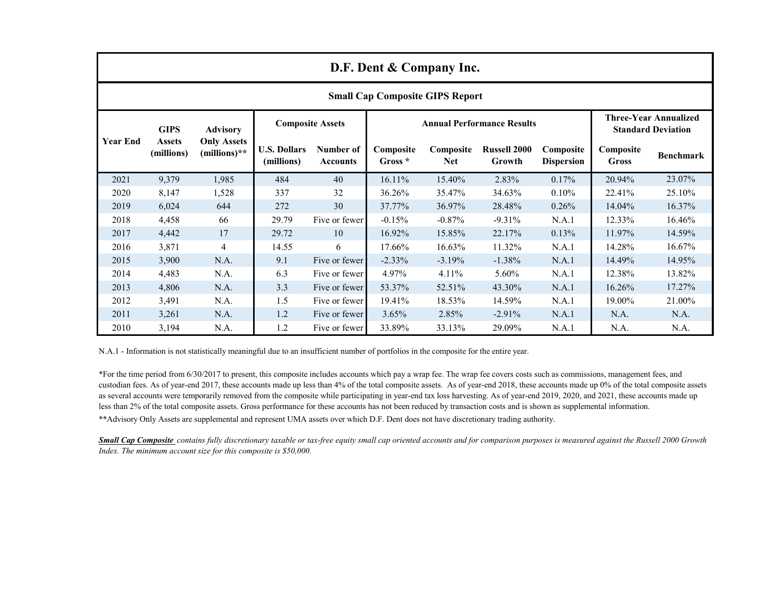# D.F. Dent & Company Inc.

## Small Cap Composite GIPS Report

| Year End | GIPS Assets (millions) | Advisory Only Assets (millions)** | Composite Assets | | Annual Performance Results | | | | Three-Year Annualized Standard Deviation | |
|---|---|---|---|---|---|---|---|---|---|---|
| | | | U.S. Dollars (millions) | Number of Accounts | Composite Gross * | Composite Net | Russell 2000 Growth | Composite Dispersion | Composite Gross | Benchmark |
| 2021 | 9,379 | 1,985 | 484 | 40 | 16.11% | 15.40% | 2.83% | 0.17% | 20.94% | 23.07% |
| 2020 | 8,147 | 1,528 | 337 | 32 | 36.26% | 35.47% | 34.63% | 0.10% | 22.41% | 25.10% |
| 2019 | 6,024 | 644 | 272 | 30 | 37.77% | 36.97% | 28.48% | 0.26% | 14.04% | 16.37% |
| 2018 | 4,458 | 66 | 29.79 | Five or fewer | -0.15% | -0.87% | -9.31% | N.A.1 | 12.33% | 16.46% |
| 2017 | 4,442 | 17 | 29.72 | 10 | 16.92% | 15.85% | 22.17% | 0.13% | 11.97% | 14.59% |
| 2016 | 3,871 | 4 | 14.55 | 6 | 17.66% | 16.63% | 11.32% | N.A.1 | 14.28% | 16.67% |
| 2015 | 3,900 | N.A. | 9.1 | Five or fewer | -2.33% | -3.19% | -1.38% | N.A.1 | 14.49% | 14.95% |
| 2014 | 4,483 | N.A. | 6.3 | Five or fewer | 4.97% | 4.11% | 5.60% | N.A.1 | 12.38% | 13.82% |
| 2013 | 4,806 | N.A. | 3.3 | Five or fewer | 53.37% | 52.51% | 43.30% | N.A.1 | 16.26% | 17.27% |
| 2012 | 3,491 | N.A. | 1.5 | Five or fewer | 19.41% | 18.53% | 14.59% | N.A.1 | 19.00% | 21.00% |
| 2011 | 3,261 | N.A. | 1.2 | Five or fewer | 3.65% | 2.85% | -2.91% | N.A.1 | N.A. | N.A. |
| 2010 | 3,194 | N.A. | 1.2 | Five or fewer | 33.89% | 33.13% | 29.09% | N.A.1 | N.A. | N.A. |

N.A.1 - Information is not statistically meaningful due to an insufficient number of portfolios in the composite for the entire year.

*For the time period from 6/30/2017 to present, this composite includes accounts which pay a wrap fee. The wrap fee covers costs such as commissions, management fees, and custodian fees. As of year-end 2017, these accounts made up less than 4% of the total composite assets. As of year-end 2018, these accounts made up 0% of the total composite assets as several accounts were temporarily removed from the composite while participating in year-end tax loss harvesting. As of year-end 2019, 2020, and 2021, these accounts made up less than 2% of the total composite assets. Gross performance for these accounts has not been reduced by transaction costs and is shown as supplemental information.

**Advisory Only Assets are supplemental and represent UMA assets over which D.F. Dent does not have discretionary trading authority.

***Small Cap Composite*** *contains fully discretionary taxable or tax-free equity small cap oriented accounts and for comparison purposes is measured against the Russell 2000 Growth Index. The minimum account size for this composite is $50,000.*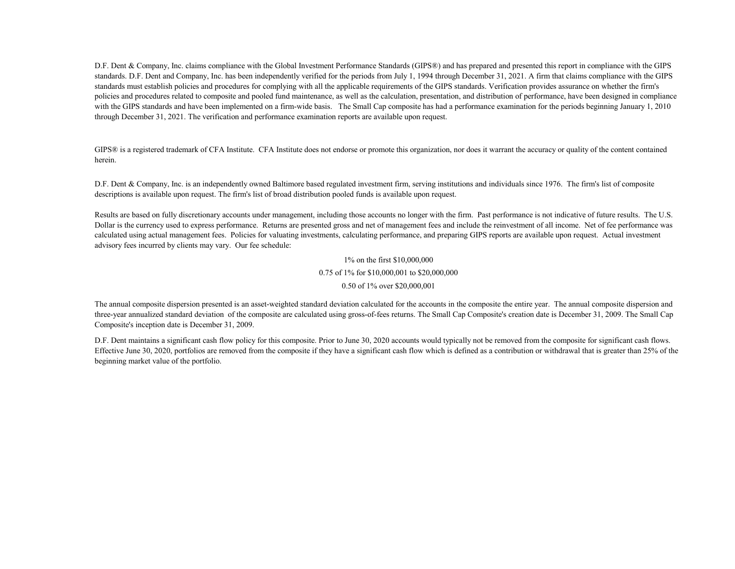D.F. Dent & Company, Inc. claims compliance with the Global Investment Performance Standards (GIPS®) and has prepared and presented this report in compliance with the GIPS standards. D.F. Dent and Company, Inc. has been independently verified for the periods from July 1, 1994 through December 31, 2021. A firm that claims compliance with the GIPS standards must establish policies and procedures for complying with all the applicable requirements of the GIPS standards. Verification provides assurance on whether the firm's policies and procedures related to composite and pooled fund maintenance, as well as the calculation, presentation, and distribution of performance, have been designed in compliance with the GIPS standards and have been implemented on a firm-wide basis. The Small Cap composite has had a performance examination for the periods beginning January 1, 2010 through December 31, 2021. The verification and performance examination reports are available upon request.

GIPS® is a registered trademark of CFA Institute. CFA Institute does not endorse or promote this organization, nor does it warrant the accuracy or quality of the content contained herein.

D.F. Dent & Company, Inc. is an independently owned Baltimore based regulated investment firm, serving institutions and individuals since 1976. The firm's list of composite descriptions is available upon request. The firm's list of broad distribution pooled funds is available upon request.

Results are based on fully discretionary accounts under management, including those accounts no longer with the firm. Past performance is not indicative of future results. The U.S. Dollar is the currency used to express performance. Returns are presented gross and net of management fees and include the reinvestment of all income. Net of fee performance was calculated using actual management fees. Policies for valuating investments, calculating performance, and preparing GIPS reports are available upon request. Actual investment advisory fees incurred by clients may vary. Our fee schedule:

1% on the first $10,000,000

0.75 of 1% for $10,000,001 to $20,000,000

0.50 of 1% over $20,000,001

The annual composite dispersion presented is an asset-weighted standard deviation calculated for the accounts in the composite the entire year. The annual composite dispersion and three-year annualized standard deviation of the composite are calculated using gross-of-fees returns. The Small Cap Composite's creation date is December 31, 2009. The Small Cap Composite's inception date is December 31, 2009.

D.F. Dent maintains a significant cash flow policy for this composite. Prior to June 30, 2020 accounts would typically not be removed from the composite for significant cash flows. Effective June 30, 2020, portfolios are removed from the composite if they have a significant cash flow which is defined as a contribution or withdrawal that is greater than 25% of the beginning market value of the portfolio.